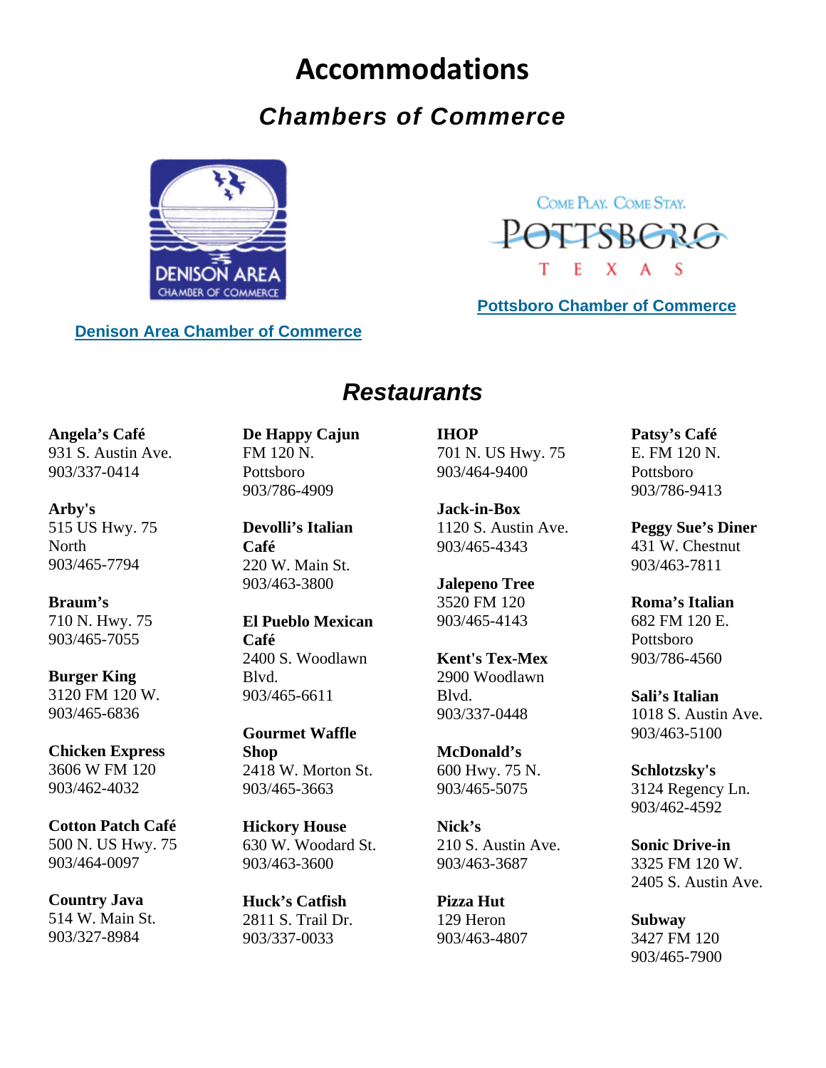# Accommodations

## *Chambers of Commerce*

COME PLAY. COME STAY.
POTTSBORO
T E X A S

**Pottsboro Chamber of Commerce**

DENISON AREA
CHAMBER OF COMMERCE

**Denison Area Chamber of Commerce**

## *Restaurants*

**Angela's Café**
931 S. Austin Ave.
903/337-0414

**Arby's**
515 US Hwy. 75 North
903/465-7794

**Braum's**
710 N. Hwy. 75
903/465-7055

**Burger King**
3120 FM 120 W.
903/465-6836

**Chicken Express**
3606 W FM 120
903/462-4032

**Cotton Patch Café**
500 N. US Hwy. 75
903/464-0097

**Country Java**
514 W. Main St.
903/327-8984

**De Happy Cajun**
FM 120 N.
Pottsboro
903/786-4909

**Devolli's Italian Café**
220 W. Main St.
903/463-3800

**El Pueblo Mexican Café**
2400 S. Woodlawn Blvd.
903/465-6611

**Gourmet Waffle Shop**
2418 W. Morton St.
903/465-3663

**Hickory House**
630 W. Woodard St.
903/463-3600

**Huck's Catfish**
2811 S. Trail Dr.
903/337-0033

**IHOP**
701 N. US Hwy. 75
903/464-9400

**Jack-in-Box**
1120 S. Austin Ave.
903/465-4343

**Jalepeno Tree**
3520 FM 120
903/465-4143

**Kent's Tex-Mex**
2900 Woodlawn Blvd.
903/337-0448

**McDonald's**
600 Hwy. 75 N.
903/465-5075

**Nick's**
210 S. Austin Ave.
903/463-3687

**Pizza Hut**
129 Heron
903/463-4807

**Patsy's Café**
E. FM 120 N.
Pottsboro
903/786-9413

**Peggy Sue's Diner**
431 W. Chestnut
903/463-7811

**Roma's Italian**
682 FM 120 E.
Pottsboro
903/786-4560

**Sali's Italian**
1018 S. Austin Ave.
903/463-5100

**Schlotzsky's**
3124 Regency Ln.
903/462-4592

**Sonic Drive-in**
3325 FM 120 W.
2405 S. Austin Ave.

**Subway**
3427 FM 120
903/465-7900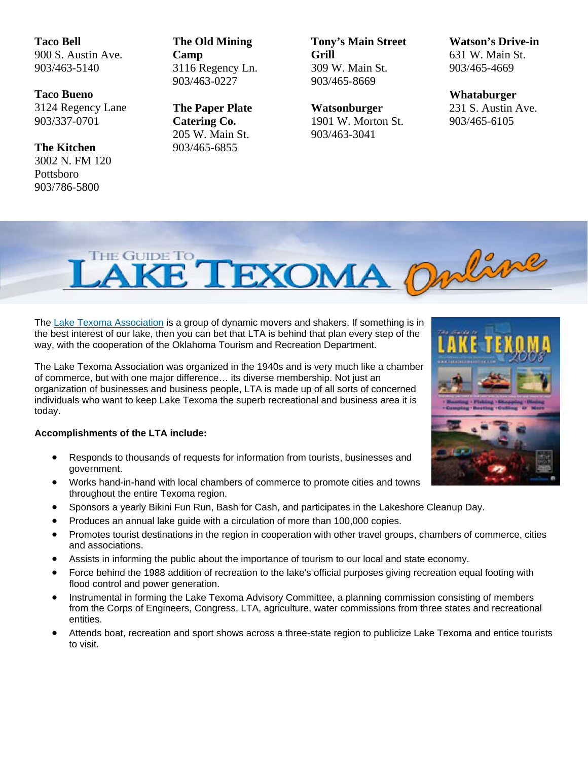**Taco Bell**
900 S. Austin Ave.
903/463-5140

**Taco Bueno**
3124 Regency Lane
903/337-0701

**The Kitchen**
3002 N. FM 120
Pottsboro
903/786-5800

**The Old Mining Camp**
3116 Regency Ln.
903/463-0227

**The Paper Plate Catering Co.**
205 W. Main St.
903/465-6855

**Tony's Main Street Grill**
309 W. Main St.
903/465-8669

**Watsonburger**
1901 W. Morton St.
903/463-3041

**Watson's Drive-in**
631 W. Main St.
903/465-4669

**Whataburger**
231 S. Austin Ave.
903/465-6105

# The Guide To Lake Texoma Online

The Lake Texoma Association is a group of dynamic movers and shakers. If something is in the best interest of our lake, then you can bet that LTA is behind that plan every step of the way, with the cooperation of the Oklahoma Tourism and Recreation Department.

The Lake Texoma Association was organized in the 1940s and is very much like a chamber of commerce, but with one major difference… its diverse membership. Not just an organization of businesses and business people, LTA is made up of all sorts of concerned individuals who want to keep Lake Texoma the superb recreational and business area it is today.

**Accomplishments of the LTA include:**

- Responds to thousands of requests for information from tourists, businesses and government.
- Works hand-in-hand with local chambers of commerce to promote cities and towns throughout the entire Texoma region.
- Sponsors a yearly Bikini Fun Run, Bash for Cash, and participates in the Lakeshore Cleanup Day.
- Produces an annual lake guide with a circulation of more than 100,000 copies.
- Promotes tourist destinations in the region in cooperation with other travel groups, chambers of commerce, cities and associations.
- Assists in informing the public about the importance of tourism to our local and state economy.
- Force behind the 1988 addition of recreation to the lake's official purposes giving recreation equal footing with flood control and power generation.
- Instrumental in forming the Lake Texoma Advisory Committee, a planning commission consisting of members from the Corps of Engineers, Congress, LTA, agriculture, water commissions from three states and recreational entities.
- Attends boat, recreation and sport shows across a three-state region to publicize Lake Texoma and entice tourists to visit.